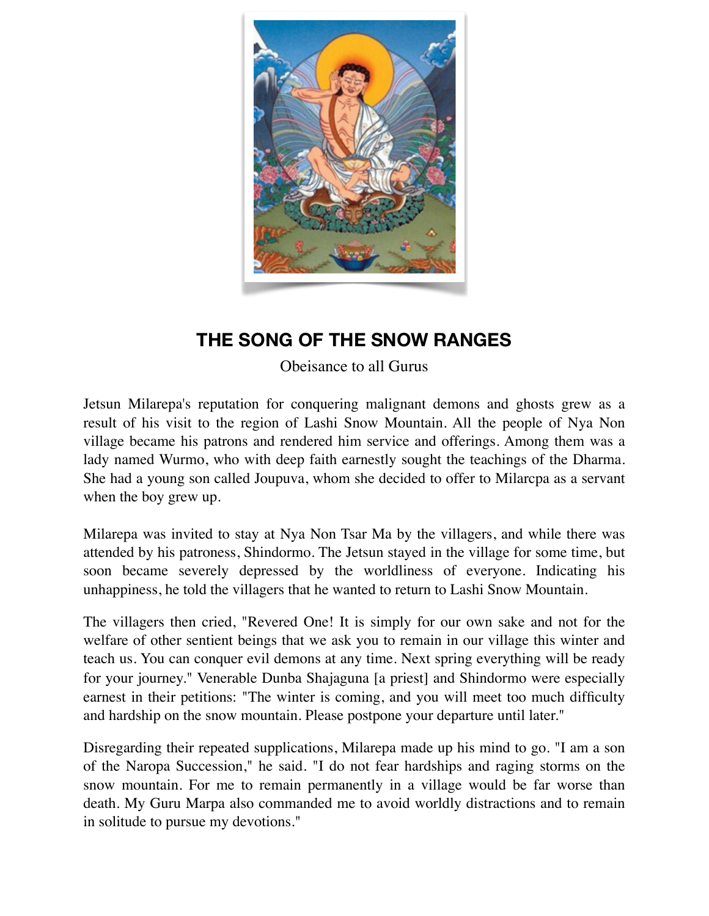# THE SONG OF THE SNOW RANGES

Obeisance to all Gurus

Jetsun Milarepa's reputation for conquering malignant demons and ghosts grew as a result of his visit to the region of Lashi Snow Mountain. All the people of Nya Non village became his patrons and rendered him service and offerings. Among them was a lady named Wurmo, who with deep faith earnestly sought the teachings of the Dharma. She had a young son called Joupuva, whom she decided to offer to Milarcpa as a servant when the boy grew up.

Milarepa was invited to stay at Nya Non Tsar Ma by the villagers, and while there was attended by his patroness, Shindormo. The Jetsun stayed in the village for some time, but soon became severely depressed by the worldliness of everyone. Indicating his unhappiness, he told the villagers that he wanted to return to Lashi Snow Mountain.

The villagers then cried, "Revered One! It is simply for our own sake and not for the welfare of other sentient beings that we ask you to remain in our village this winter and teach us. You can conquer evil demons at any time. Next spring everything will be ready for your journey." Venerable Dunba Shajaguna [a priest] and Shindormo were especially earnest in their petitions: "The winter is coming, and you will meet too much difficulty and hardship on the snow mountain. Please postpone your departure until later."

Disregarding their repeated supplications, Milarepa made up his mind to go. "I am a son of the Naropa Succession," he said. "I do not fear hardships and raging storms on the snow mountain. For me to remain permanently in a village would be far worse than death. My Guru Marpa also commanded me to avoid worldly distractions and to remain in solitude to pursue my devotions."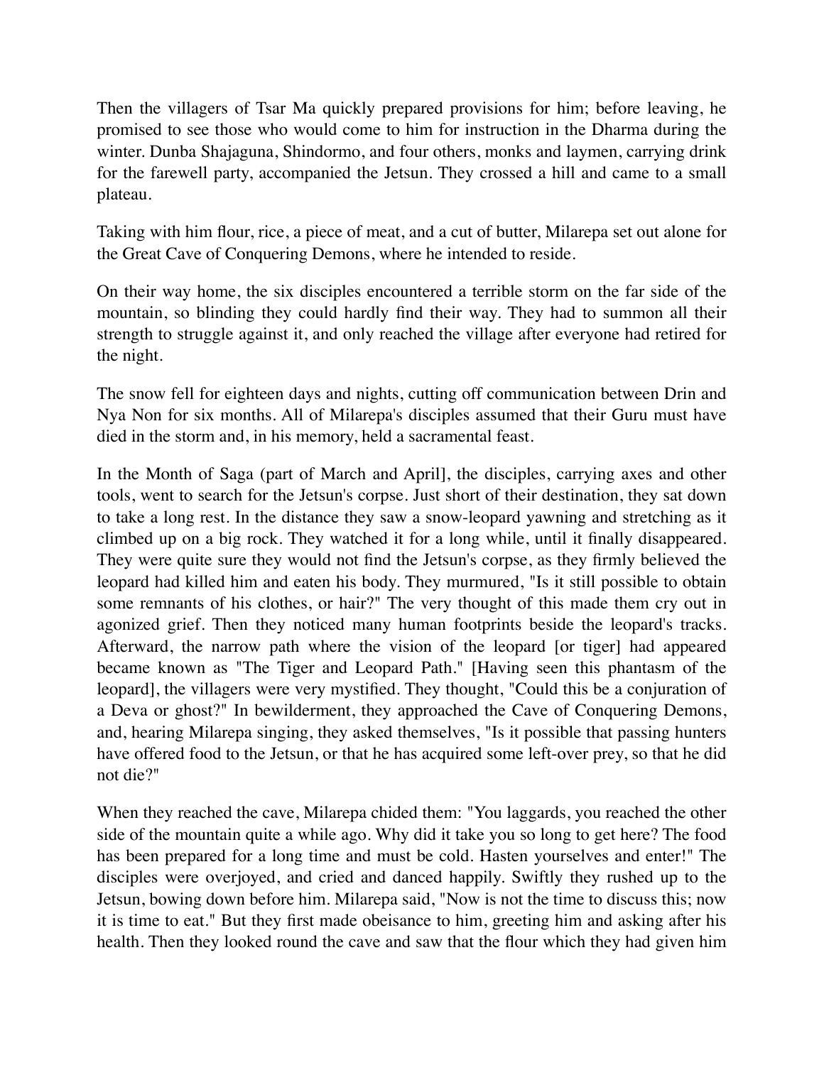Then the villagers of Tsar Ma quickly prepared provisions for him; before leaving, he promised to see those who would come to him for instruction in the Dharma during the winter. Dunba Shajaguna, Shindormo, and four others, monks and laymen, carrying drink for the farewell party, accompanied the Jetsun. They crossed a hill and came to a small plateau.

Taking with him flour, rice, a piece of meat, and a cut of butter, Milarepa set out alone for the Great Cave of Conquering Demons, where he intended to reside.

On their way home, the six disciples encountered a terrible storm on the far side of the mountain, so blinding they could hardly find their way. They had to summon all their strength to struggle against it, and only reached the village after everyone had retired for the night.

The snow fell for eighteen days and nights, cutting off communication between Drin and Nya Non for six months. All of Milarepa's disciples assumed that their Guru must have died in the storm and, in his memory, held a sacramental feast.

In the Month of Saga (part of March and April], the disciples, carrying axes and other tools, went to search for the Jetsun's corpse. Just short of their destination, they sat down to take a long rest. In the distance they saw a snow-leopard yawning and stretching as it climbed up on a big rock. They watched it for a long while, until it finally disappeared. They were quite sure they would not find the Jetsun's corpse, as they firmly believed the leopard had killed him and eaten his body. They murmured, "Is it still possible to obtain some remnants of his clothes, or hair?" The very thought of this made them cry out in agonized grief. Then they noticed many human footprints beside the leopard's tracks. Afterward, the narrow path where the vision of the leopard [or tiger] had appeared became known as "The Tiger and Leopard Path." [Having seen this phantasm of the leopard], the villagers were very mystified. They thought, "Could this be a conjuration of a Deva or ghost?" In bewilderment, they approached the Cave of Conquering Demons, and, hearing Milarepa singing, they asked themselves, "Is it possible that passing hunters have offered food to the Jetsun, or that he has acquired some left-over prey, so that he did not die?"

When they reached the cave, Milarepa chided them: "You laggards, you reached the other side of the mountain quite a while ago. Why did it take you so long to get here? The food has been prepared for a long time and must be cold. Hasten yourselves and enter!" The disciples were overjoyed, and cried and danced happily. Swiftly they rushed up to the Jetsun, bowing down before him. Milarepa said, "Now is not the time to discuss this; now it is time to eat." But they first made obeisance to him, greeting him and asking after his health. Then they looked round the cave and saw that the flour which they had given him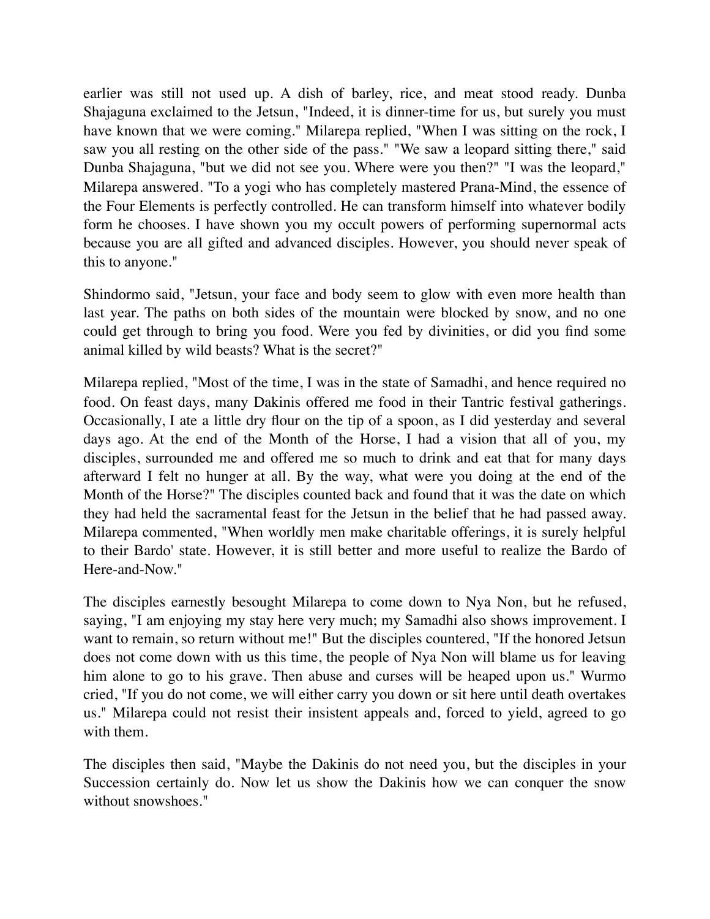earlier was still not used up. A dish of barley, rice, and meat stood ready. Dunba Shajaguna exclaimed to the Jetsun, "Indeed, it is dinner-time for us, but surely you must have known that we were coming." Milarepa replied, "When I was sitting on the rock, I saw you all resting on the other side of the pass." "We saw a leopard sitting there," said Dunba Shajaguna, "but we did not see you. Where were you then?" "I was the leopard," Milarepa answered. "To a yogi who has completely mastered Prana-Mind, the essence of the Four Elements is perfectly controlled. He can transform himself into whatever bodily form he chooses. I have shown you my occult powers of performing supernormal acts because you are all gifted and advanced disciples. However, you should never speak of this to anyone."

Shindormo said, "Jetsun, your face and body seem to glow with even more health than last year. The paths on both sides of the mountain were blocked by snow, and no one could get through to bring you food. Were you fed by divinities, or did you find some animal killed by wild beasts? What is the secret?"

Milarepa replied, "Most of the time, I was in the state of Samadhi, and hence required no food. On feast days, many Dakinis offered me food in their Tantric festival gatherings. Occasionally, I ate a little dry flour on the tip of a spoon, as I did yesterday and several days ago. At the end of the Month of the Horse, I had a vision that all of you, my disciples, surrounded me and offered me so much to drink and eat that for many days afterward I felt no hunger at all. By the way, what were you doing at the end of the Month of the Horse?" The disciples counted back and found that it was the date on which they had held the sacramental feast for the Jetsun in the belief that he had passed away. Milarepa commented, "When worldly men make charitable offerings, it is surely helpful to their Bardo' state. However, it is still better and more useful to realize the Bardo of Here-and-Now."

The disciples earnestly besought Milarepa to come down to Nya Non, but he refused, saying, "I am enjoying my stay here very much; my Samadhi also shows improvement. I want to remain, so return without me!" But the disciples countered, "If the honored Jetsun does not come down with us this time, the people of Nya Non will blame us for leaving him alone to go to his grave. Then abuse and curses will be heaped upon us." Wurmo cried, "If you do not come, we will either carry you down or sit here until death overtakes us." Milarepa could not resist their insistent appeals and, forced to yield, agreed to go with them.

The disciples then said, "Maybe the Dakinis do not need you, but the disciples in your Succession certainly do. Now let us show the Dakinis how we can conquer the snow without snowshoes."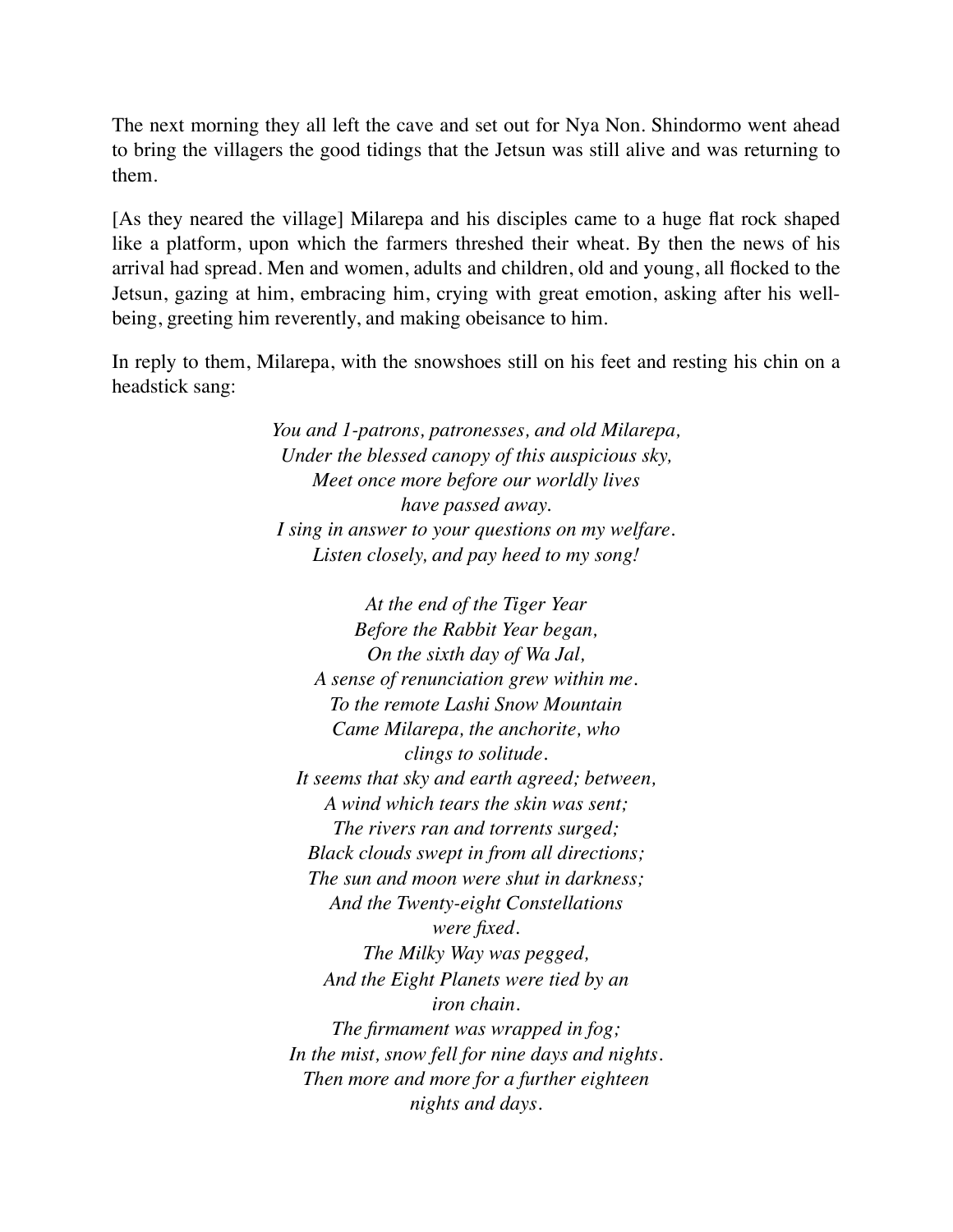The next morning they all left the cave and set out for Nya Non. Shindormo went ahead to bring the villagers the good tidings that the Jetsun was still alive and was returning to them.

[As they neared the village] Milarepa and his disciples came to a huge flat rock shaped like a platform, upon which the farmers threshed their wheat. By then the news of his arrival had spread. Men and women, adults and children, old and young, all flocked to the Jetsun, gazing at him, embracing him, crying with great emotion, asking after his well-being, greeting him reverently, and making obeisance to him.

In reply to them, Milarepa, with the snowshoes still on his feet and resting his chin on a headstick sang:

*You and 1-patrons, patronesses, and old Milarepa,*
*Under the blessed canopy of this auspicious sky,*
*Meet once more before our worldly lives*
*have passed away.*
*I sing in answer to your questions on my welfare.*
*Listen closely, and pay heed to my song!*

*At the end of the Tiger Year*
*Before the Rabbit Year began,*
*On the sixth day of Wa Jal,*
*A sense of renunciation grew within me.*
*To the remote Lashi Snow Mountain*
*Came Milarepa, the anchorite, who*
*clings to solitude.*
*It seems that sky and earth agreed; between,*
*A wind which tears the skin was sent;*
*The rivers ran and torrents surged;*
*Black clouds swept in from all directions;*
*The sun and moon were shut in darkness;*
*And the Twenty-eight Constellations*
*were fixed.*
*The Milky Way was pegged,*
*And the Eight Planets were tied by an*
*iron chain.*
*The firmament was wrapped in fog;*
*In the mist, snow fell for nine days and nights.*
*Then more and more for a further eighteen*
*nights and days.*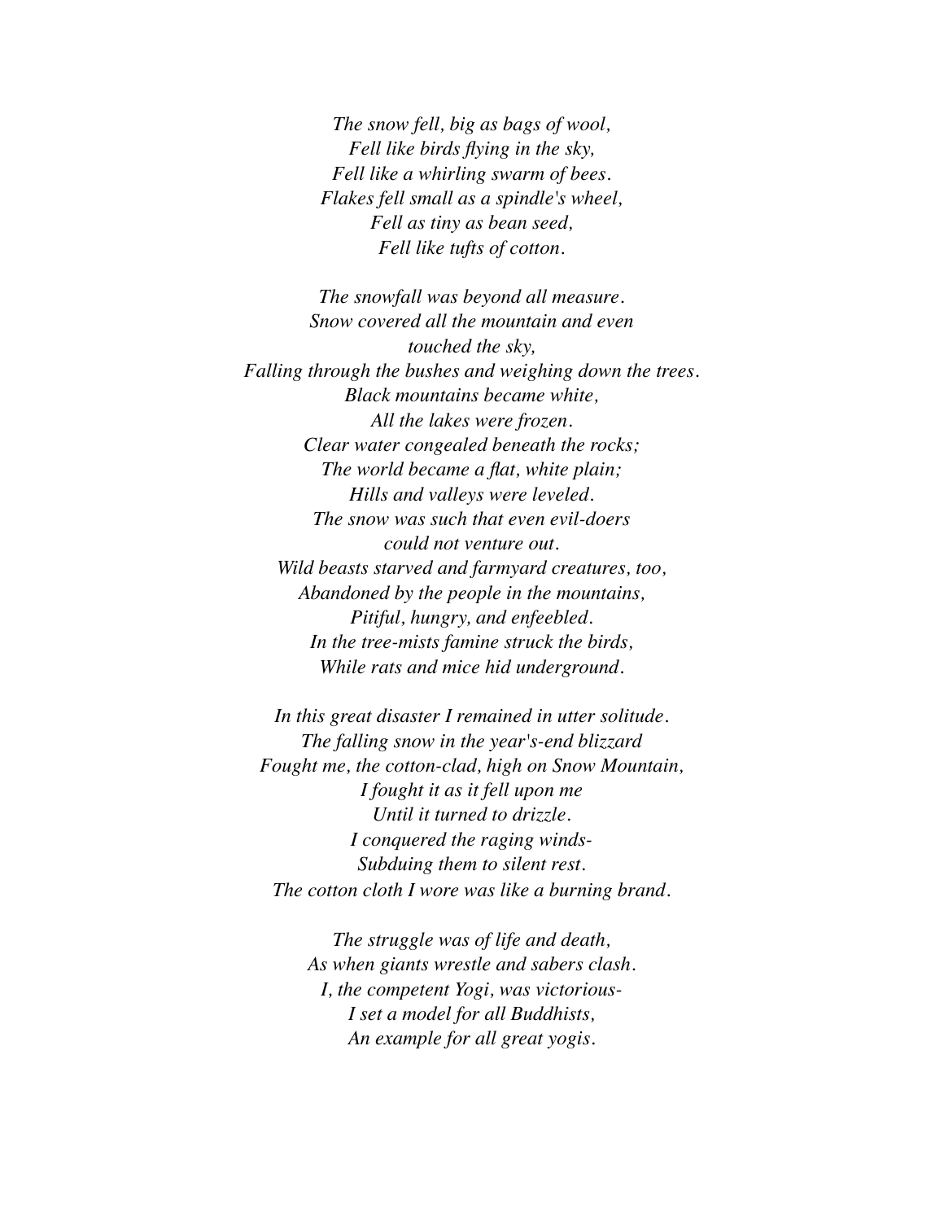*The snow fell, big as bags of wool,*
*Fell like birds flying in the sky,*
*Fell like a whirling swarm of bees.*
*Flakes fell small as a spindle's wheel,*
*Fell as tiny as bean seed,*
*Fell like tufts of cotton.*

*The snowfall was beyond all measure.*
*Snow covered all the mountain and even touched the sky,*
*Falling through the bushes and weighing down the trees.*
*Black mountains became white,*
*All the lakes were frozen.*
*Clear water congealed beneath the rocks;*
*The world became a flat, white plain;*
*Hills and valleys were leveled.*
*The snow was such that even evil-doers could not venture out.*
*Wild beasts starved and farmyard creatures, too,*
*Abandoned by the people in the mountains,*
*Pitiful, hungry, and enfeebled.*
*In the tree-mists famine struck the birds,*
*While rats and mice hid underground.*

*In this great disaster I remained in utter solitude.*
*The falling snow in the year's-end blizzard*
*Fought me, the cotton-clad, high on Snow Mountain,*
*I fought it as it fell upon me*
*Until it turned to drizzle.*
*I conquered the raging winds-*
*Subduing them to silent rest.*
*The cotton cloth I wore was like a burning brand.*

*The struggle was of life and death,*
*As when giants wrestle and sabers clash.*
*I, the competent Yogi, was victorious-*
*I set a model for all Buddhists,*
*An example for all great yogis.*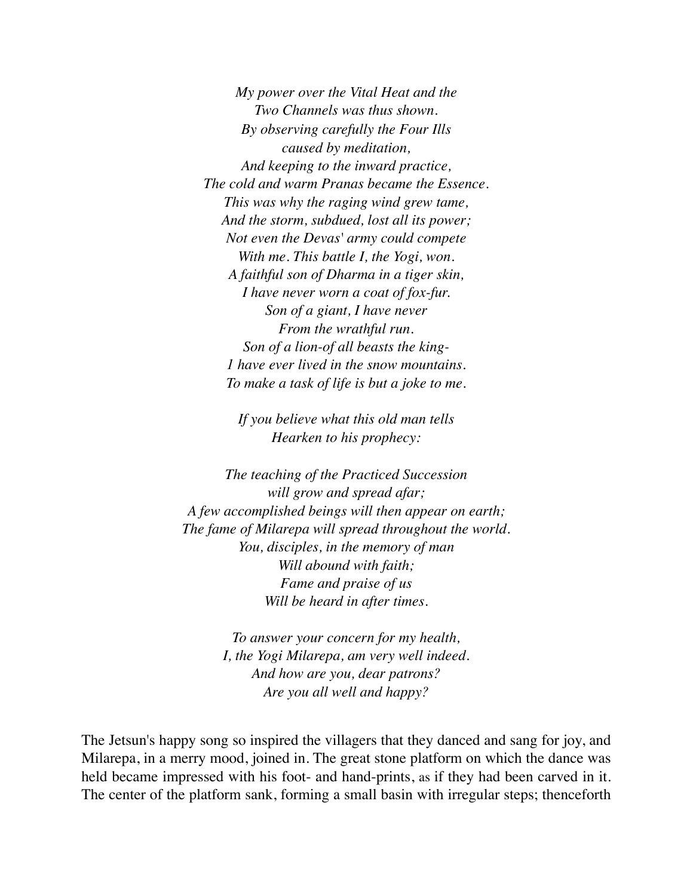*My power over the Vital Heat and the*
*Two Channels was thus shown.*
*By observing carefully the Four Ills*
*caused by meditation,*
*And keeping to the inward practice,*
*The cold and warm Pranas became the Essence.*
*This was why the raging wind grew tame,*
*And the storm, subdued, lost all its power;*
*Not even the Devas' army could compete*
*With me. This battle I, the Yogi, won.*
*A faithful son of Dharma in a tiger skin,*
*I have never worn a coat of fox-fur.*
*Son of a giant, I have never*
*From the wrathful run.*
*Son of a lion-of all beasts the king-*
*1 have ever lived in the snow mountains.*
*To make a task of life is but a joke to me.*

*If you believe what this old man tells*
*Hearken to his prophecy:*

*The teaching of the Practiced Succession*
*will grow and spread afar;*
*A few accomplished beings will then appear on earth;*
*The fame of Milarepa will spread throughout the world.*
*You, disciples, in the memory of man*
*Will abound with faith;*
*Fame and praise of us*
*Will be heard in after times.*

*To answer your concern for my health,*
*I, the Yogi Milarepa, am very well indeed.*
*And how are you, dear patrons?*
*Are you all well and happy?*

The Jetsun's happy song so inspired the villagers that they danced and sang for joy, and Milarepa, in a merry mood, joined in. The great stone platform on which the dance was held became impressed with his foot- and hand-prints, as if they had been carved in it. The center of the platform sank, forming a small basin with irregular steps; thenceforth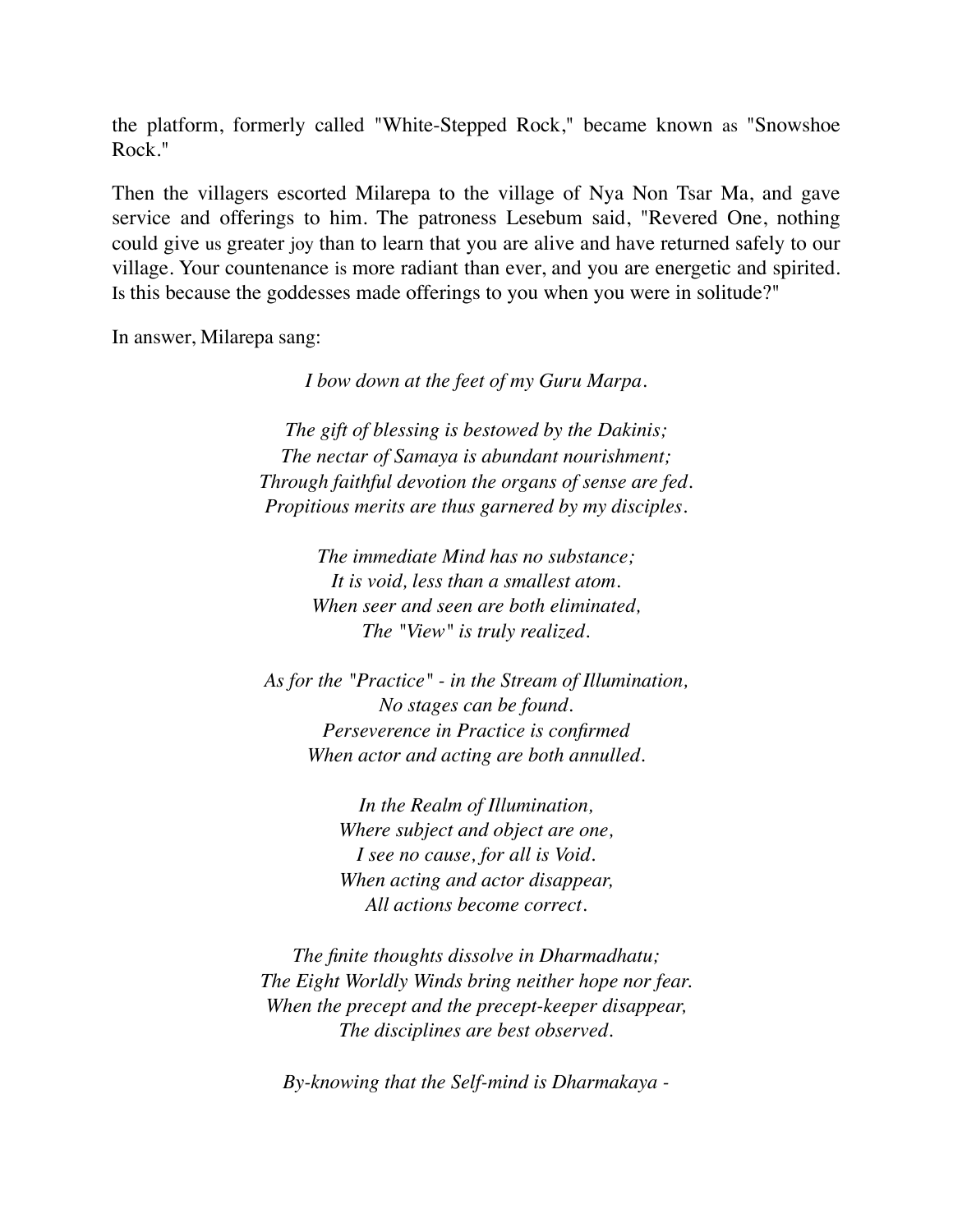the platform, formerly called "White-Stepped Rock," became known as "Snowshoe Rock."

Then the villagers escorted Milarepa to the village of Nya Non Tsar Ma, and gave service and offerings to him. The patroness Lesebum said, "Revered One, nothing could give us greater joy than to learn that you are alive and have returned safely to our village. Your countenance is more radiant than ever, and you are energetic and spirited. Is this because the goddesses made offerings to you when you were in solitude?"

In answer, Milarepa sang:

*I bow down at the feet of my Guru Marpa.*

*The gift of blessing is bestowed by the Dakinis;*  
*The nectar of Samaya is abundant nourishment;*  
*Through faithful devotion the organs of sense are fed.*  
*Propitious merits are thus garnered by my disciples.*

*The immediate Mind has no substance;*  
*It is void, less than a smallest atom.*  
*When seer and seen are both eliminated,*  
*The "View" is truly realized.*

*As for the "Practice" - in the Stream of Illumination,*  
*No stages can be found.*  
*Perseverence in Practice is confirmed*  
*When actor and acting are both annulled.*

*In the Realm of Illumination,*  
*Where subject and object are one,*  
*I see no cause, for all is Void.*  
*When acting and actor disappear,*  
*All actions become correct.*

*The finite thoughts dissolve in Dharmadhatu;*  
*The Eight Worldly Winds bring neither hope nor fear.*  
*When the precept and the precept-keeper disappear,*  
*The disciplines are best observed.*

*By-knowing that the Self-mind is Dharmakaya -*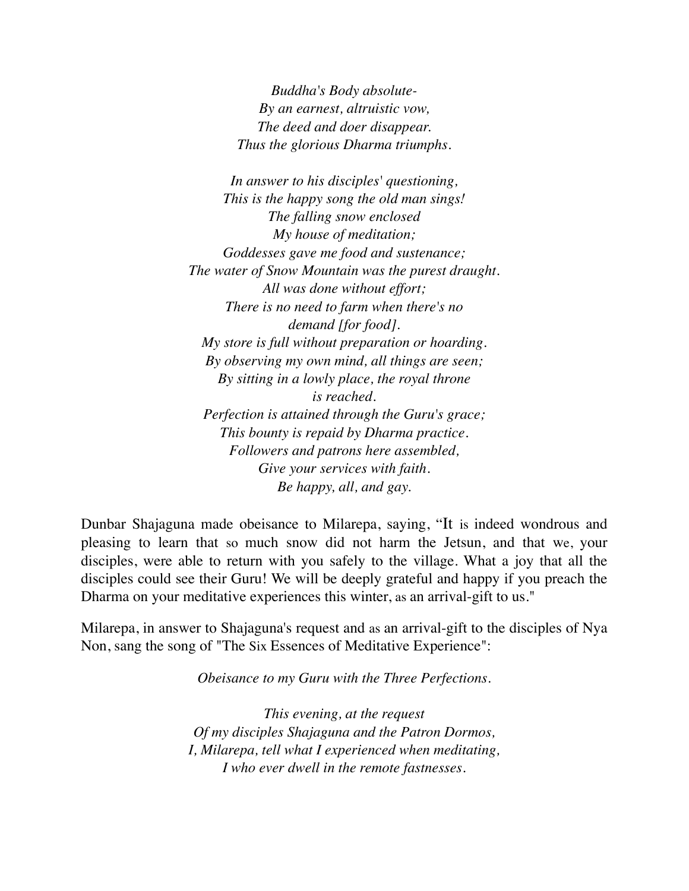*Buddha's Body absolute-*
*By an earnest, altruistic vow,*
*The deed and doer disappear.*
*Thus the glorious Dharma triumphs.*

*In answer to his disciples' questioning,*
*This is the happy song the old man sings!*
*The falling snow enclosed*
*My house of meditation;*
*Goddesses gave me food and sustenance;*
*The water of Snow Mountain was the purest draught.*
*All was done without effort;*
*There is no need to farm when there's no demand [for food].*
*My store is full without preparation or hoarding.*
*By observing my own mind, all things are seen;*
*By sitting in a lowly place, the royal throne is reached.*
*Perfection is attained through the Guru's grace;*
*This bounty is repaid by Dharma practice.*
*Followers and patrons here assembled,*
*Give your services with faith.*
*Be happy, all, and gay.*

Dunbar Shajaguna made obeisance to Milarepa, saying, "It is indeed wondrous and pleasing to learn that so much snow did not harm the Jetsun, and that we, your disciples, were able to return with you safely to the village. What a joy that all the disciples could see their Guru! We will be deeply grateful and happy if you preach the Dharma on your meditative experiences this winter, as an arrival-gift to us."

Milarepa, in answer to Shajaguna's request and as an arrival-gift to the disciples of Nya Non, sang the song of "The Six Essences of Meditative Experience":

*Obeisance to my Guru with the Three Perfections.*

*This evening, at the request*
*Of my disciples Shajaguna and the Patron Dormos,*
*I, Milarepa, tell what I experienced when meditating,*
*I who ever dwell in the remote fastnesses.*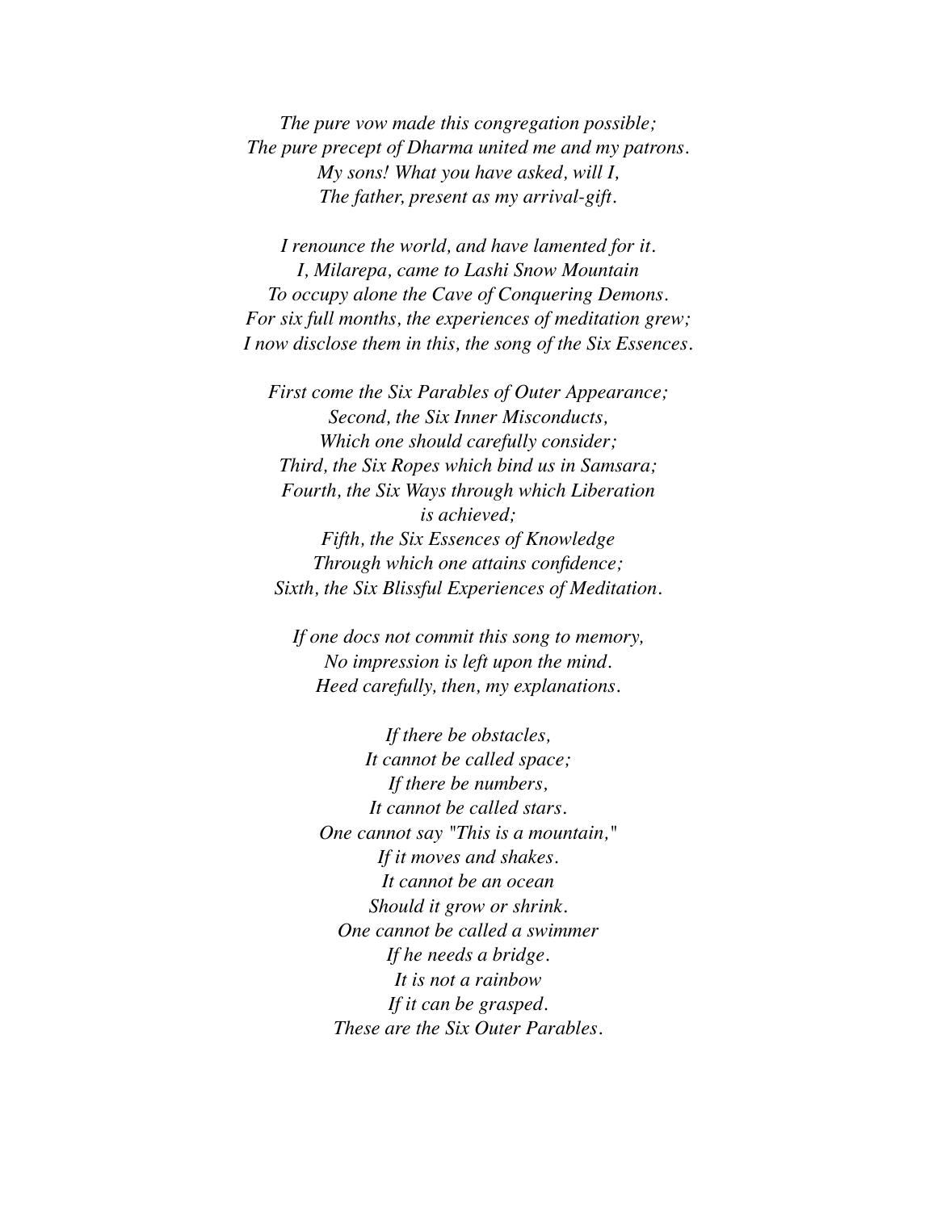*The pure vow made this congregation possible;*
*The pure precept of Dharma united me and my patrons.*
*My sons! What you have asked, will I,*
*The father, present as my arrival-gift.*

*I renounce the world, and have lamented for it.*
*I, Milarepa, came to Lashi Snow Mountain*
*To occupy alone the Cave of Conquering Demons.*
*For six full months, the experiences of meditation grew;*
*I now disclose them in this, the song of the Six Essences.*

*First come the Six Parables of Outer Appearance;*
*Second, the Six Inner Misconducts,*
*Which one should carefully consider;*
*Third, the Six Ropes which bind us in Samsara;*
*Fourth, the Six Ways through which Liberation is achieved;*
*Fifth, the Six Essences of Knowledge*
*Through which one attains confidence;*
*Sixth, the Six Blissful Experiences of Meditation.*

*If one docs not commit this song to memory,*
*No impression is left upon the mind.*
*Heed carefully, then, my explanations.*

*If there be obstacles,*
*It cannot be called space;*
*If there be numbers,*
*It cannot be called stars.*
*One cannot say "This is a mountain,"*
*If it moves and shakes.*
*It cannot be an ocean*
*Should it grow or shrink.*
*One cannot be called a swimmer*
*If he needs a bridge.*
*It is not a rainbow*
*If it can be grasped.*
*These are the Six Outer Parables.*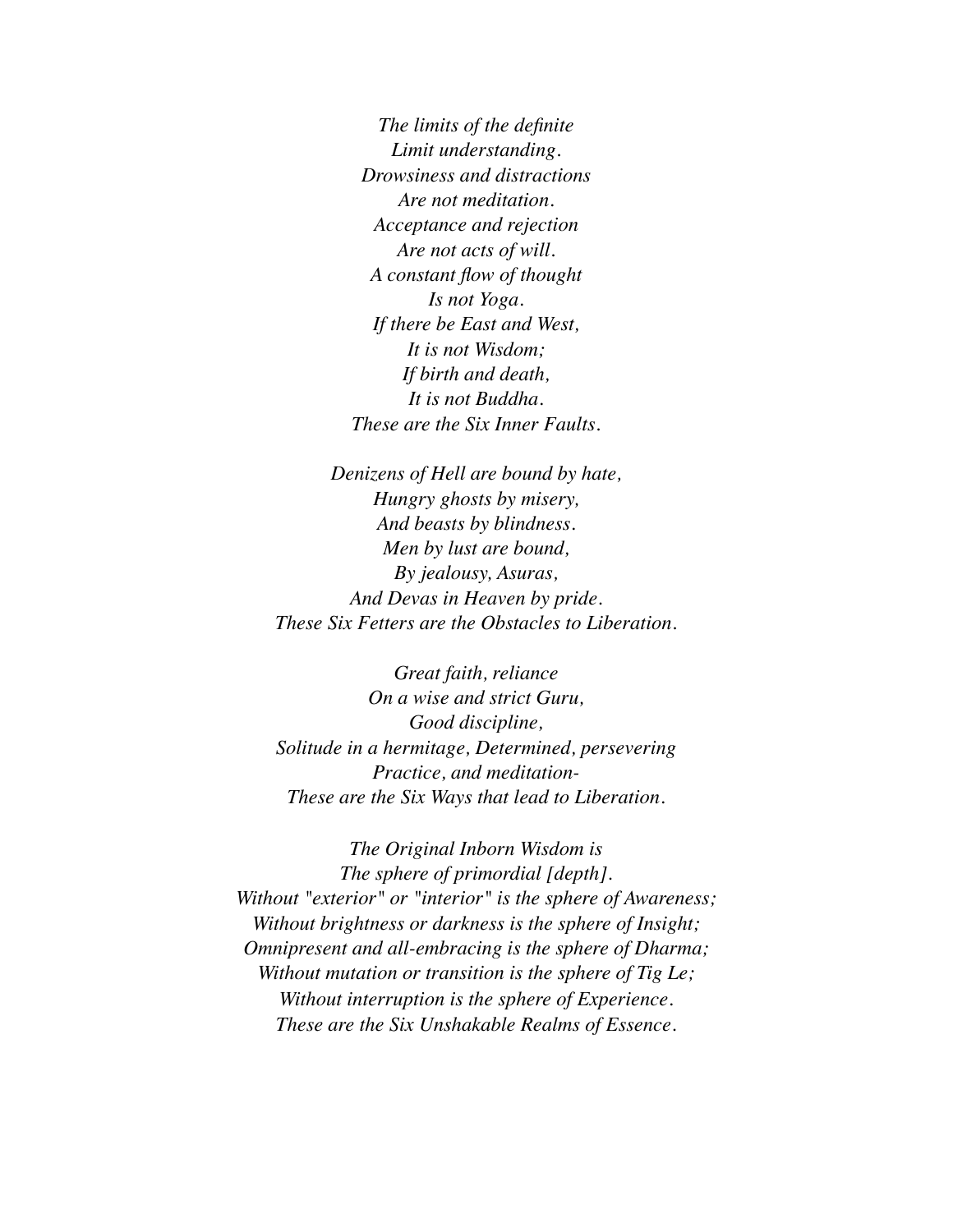*The limits of the definite*
*Limit understanding.*
*Drowsiness and distractions*
*Are not meditation.*
*Acceptance and rejection*
*Are not acts of will.*
*A constant flow of thought*
*Is not Yoga.*
*If there be East and West,*
*It is not Wisdom;*
*If birth and death,*
*It is not Buddha.*
*These are the Six Inner Faults.*

*Denizens of Hell are bound by hate,*
*Hungry ghosts by misery,*
*And beasts by blindness.*
*Men by lust are bound,*
*By jealousy, Asuras,*
*And Devas in Heaven by pride.*
*These Six Fetters are the Obstacles to Liberation.*

*Great faith, reliance*
*On a wise and strict Guru,*
*Good discipline,*
*Solitude in a hermitage, Determined, persevering*
*Practice, and meditation-*
*These are the Six Ways that lead to Liberation.*

*The Original Inborn Wisdom is*
*The sphere of primordial [depth].*
*Without "exterior" or "interior" is the sphere of Awareness;*
*Without brightness or darkness is the sphere of Insight;*
*Omnipresent and all-embracing is the sphere of Dharma;*
*Without mutation or transition is the sphere of Tig Le;*
*Without interruption is the sphere of Experience.*
*These are the Six Unshakable Realms of Essence.*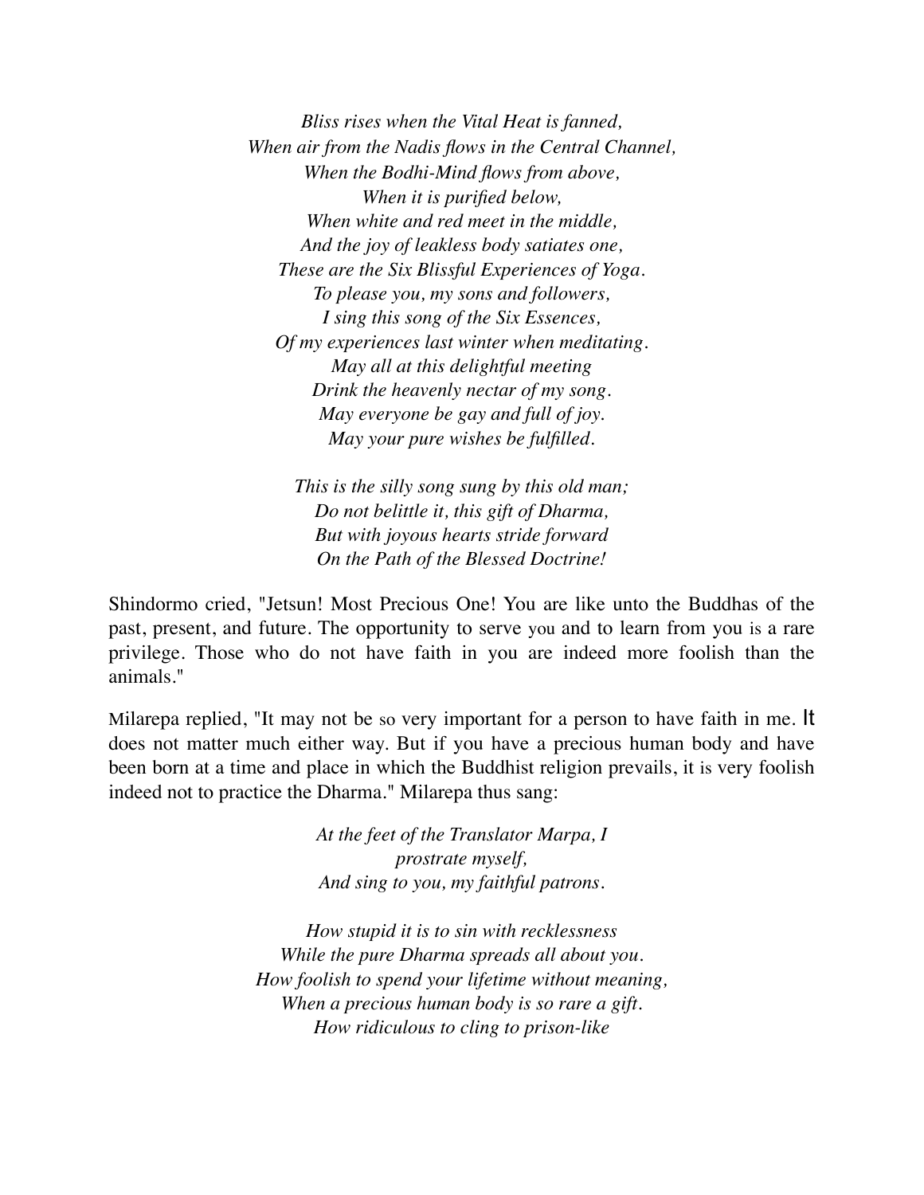*Bliss rises when the Vital Heat is fanned,*
*When air from the Nadis flows in the Central Channel,*
*When the Bodhi-Mind flows from above,*
*When it is purified below,*
*When white and red meet in the middle,*
*And the joy of leakless body satiates one,*
*These are the Six Blissful Experiences of Yoga.*
*To please you, my sons and followers,*
*I sing this song of the Six Essences,*
*Of my experiences last winter when meditating.*
*May all at this delightful meeting*
*Drink the heavenly nectar of my song.*
*May everyone be gay and full of joy.*
*May your pure wishes be fulfilled.*

*This is the silly song sung by this old man;*
*Do not belittle it, this gift of Dharma,*
*But with joyous hearts stride forward*
*On the Path of the Blessed Doctrine!*

Shindormo cried, "Jetsun! Most Precious One! You are like unto the Buddhas of the past, present, and future. The opportunity to serve you and to learn from you is a rare privilege. Those who do not have faith in you are indeed more foolish than the animals."

Milarepa replied, "It may not be so very important for a person to have faith in me. It does not matter much either way. But if you have a precious human body and have been born at a time and place in which the Buddhist religion prevails, it is very foolish indeed not to practice the Dharma." Milarepa thus sang:

*At the feet of the Translator Marpa, I prostrate myself,*
*And sing to you, my faithful patrons.*

*How stupid it is to sin with recklessness*
*While the pure Dharma spreads all about you.*
*How foolish to spend your lifetime without meaning,*
*When a precious human body is so rare a gift.*
*How ridiculous to cling to prison-like*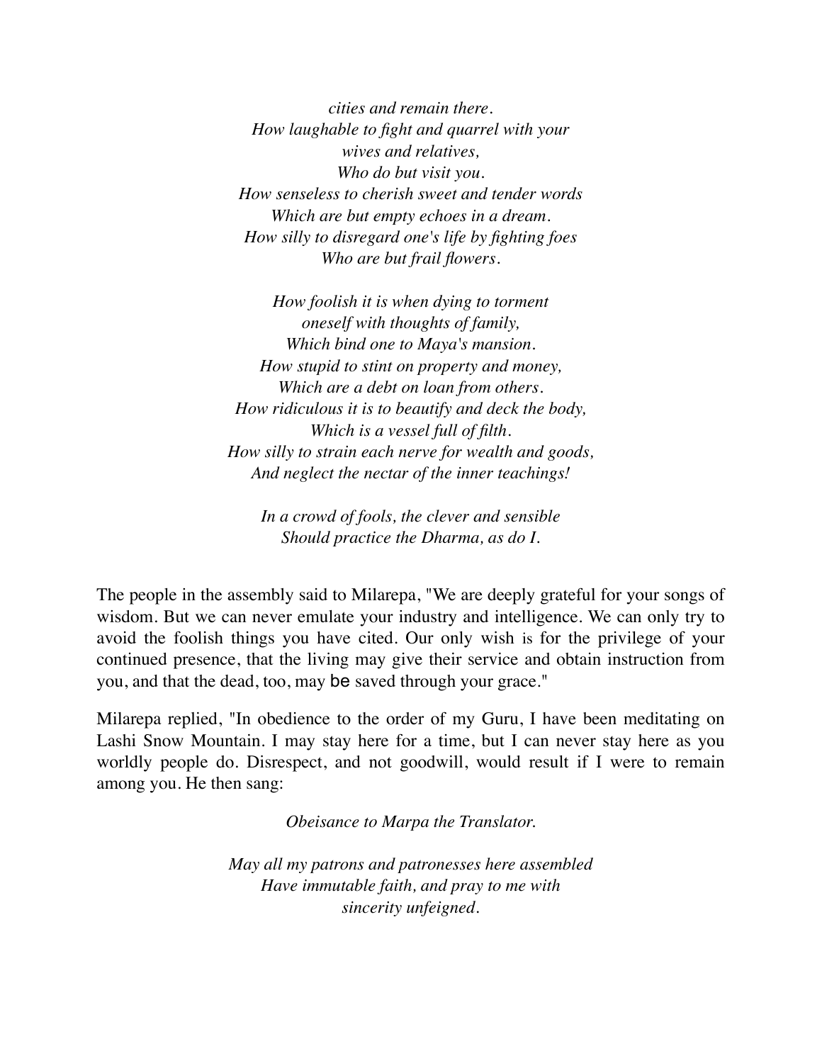*cities and remain there.*
*How laughable to fight and quarrel with your wives and relatives,*
*Who do but visit you.*
*How senseless to cherish sweet and tender words*
*Which are but empty echoes in a dream.*
*How silly to disregard one's life by fighting foes*
*Who are but frail flowers.*

*How foolish it is when dying to torment oneself with thoughts of family,*
*Which bind one to Maya's mansion.*
*How stupid to stint on property and money,*
*Which are a debt on loan from others.*
*How ridiculous it is to beautify and deck the body,*
*Which is a vessel full of filth.*
*How silly to strain each nerve for wealth and goods,*
*And neglect the nectar of the inner teachings!*

*In a crowd of fools, the clever and sensible*
*Should practice the Dharma, as do I.*

The people in the assembly said to Milarepa, "We are deeply grateful for your songs of wisdom. But we can never emulate your industry and intelligence. We can only try to avoid the foolish things you have cited. Our only wish is for the privilege of your continued presence, that the living may give their service and obtain instruction from you, and that the dead, too, may be saved through your grace."

Milarepa replied, "In obedience to the order of my Guru, I have been meditating on Lashi Snow Mountain. I may stay here for a time, but I can never stay here as you worldly people do. Disrespect, and not goodwill, would result if I were to remain among you. He then sang:

*Obeisance to Marpa the Translator.*

*May all my patrons and patronesses here assembled*
*Have immutable faith, and pray to me with sincerity unfeigned.*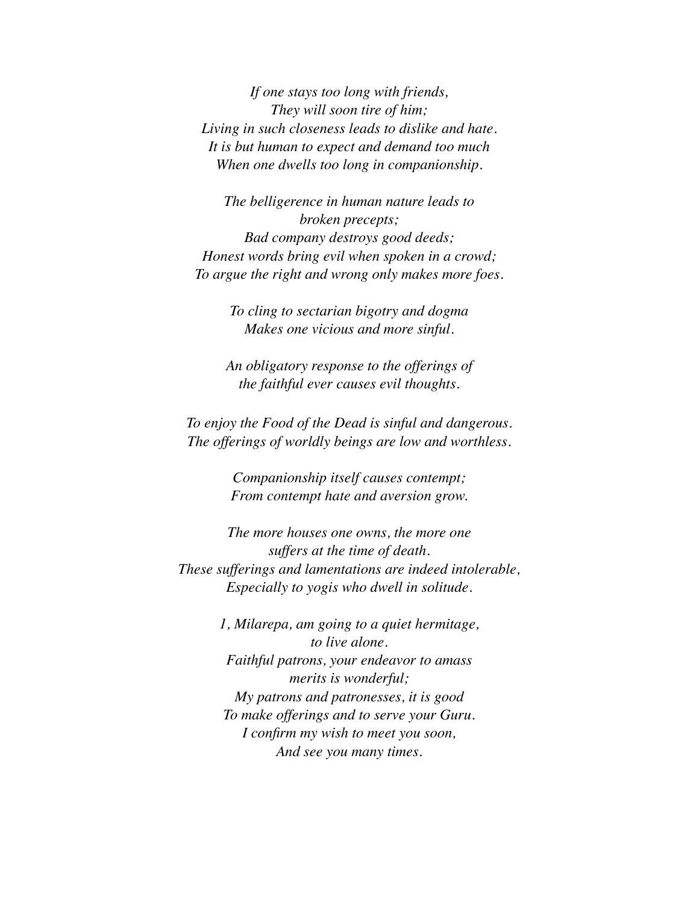*If one stays too long with friends,*
*They will soon tire of him;*
*Living in such closeness leads to dislike and hate.*
*It is but human to expect and demand too much*
*When one dwells too long in companionship.*

*The belligerence in human nature leads to*
*broken precepts;*
*Bad company destroys good deeds;*
*Honest words bring evil when spoken in a crowd;*
*To argue the right and wrong only makes more foes.*

*To cling to sectarian bigotry and dogma*
*Makes one vicious and more sinful.*

*An obligatory response to the offerings of*
*the faithful ever causes evil thoughts.*

*To enjoy the Food of the Dead is sinful and dangerous.*
*The offerings of worldly beings are low and worthless.*

*Companionship itself causes contempt;*
*From contempt hate and aversion grow.*

*The more houses one owns, the more one*
*suffers at the time of death.*
*These sufferings and lamentations are indeed intolerable,*
*Especially to yogis who dwell in solitude.*

*1, Milarepa, am going to a quiet hermitage,*
*to live alone.*
*Faithful patrons, your endeavor to amass*
*merits is wonderful;*
*My patrons and patronesses, it is good*
*To make offerings and to serve your Guru.*
*I confirm my wish to meet you soon,*
*And see you many times.*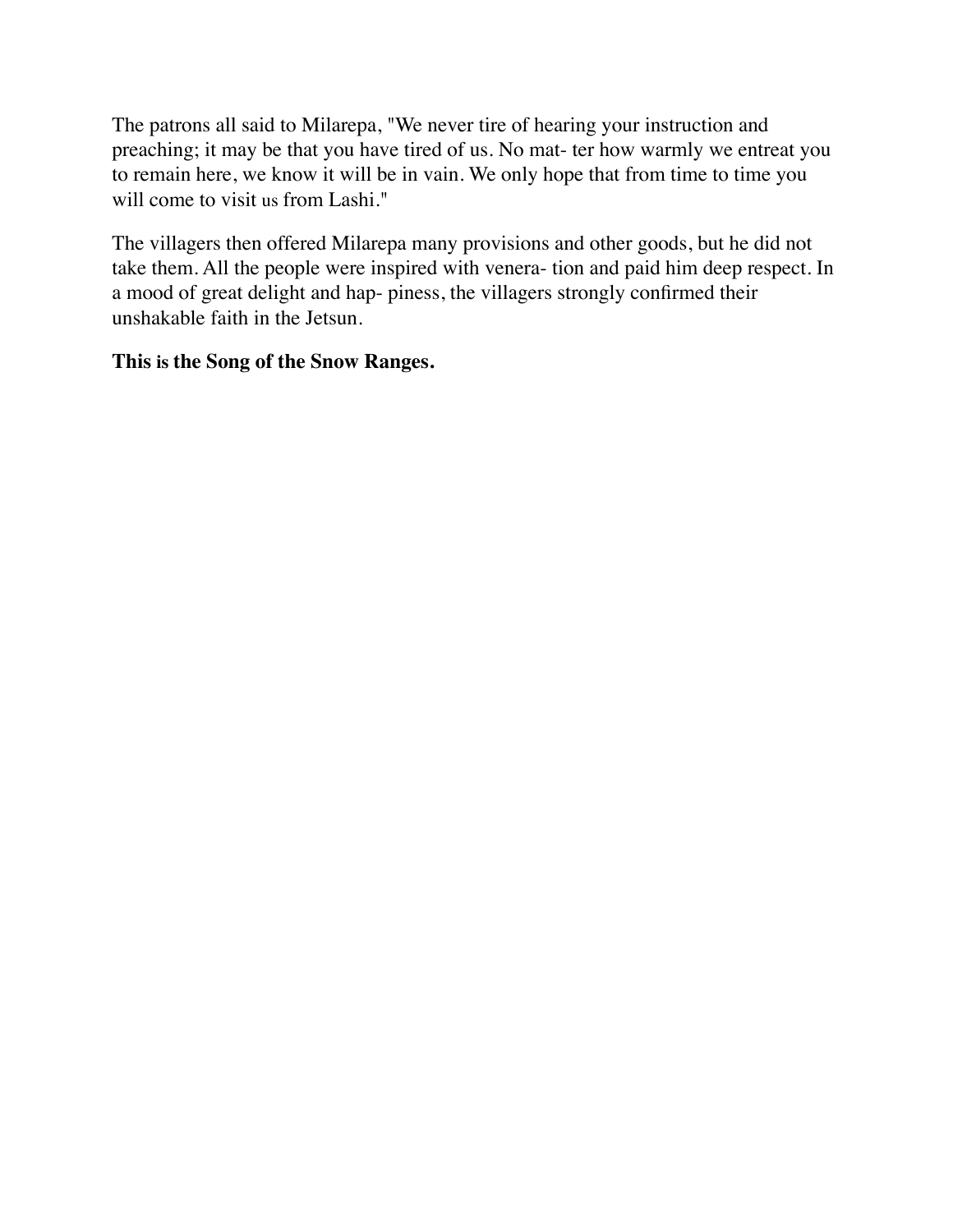The patrons all said to Milarepa, "We never tire of hearing your instruction and preaching; it may be that you have tired of us. No mat- ter how warmly we entreat you to remain here, we know it will be in vain. We only hope that from time to time you will come to visit us from Lashi."

The villagers then offered Milarepa many provisions and other goods, but he did not take them. All the people were inspired with venera- tion and paid him deep respect. In a mood of great delight and hap- piness, the villagers strongly confirmed their unshakable faith in the Jetsun.

**This is the Song of the Snow Ranges.**